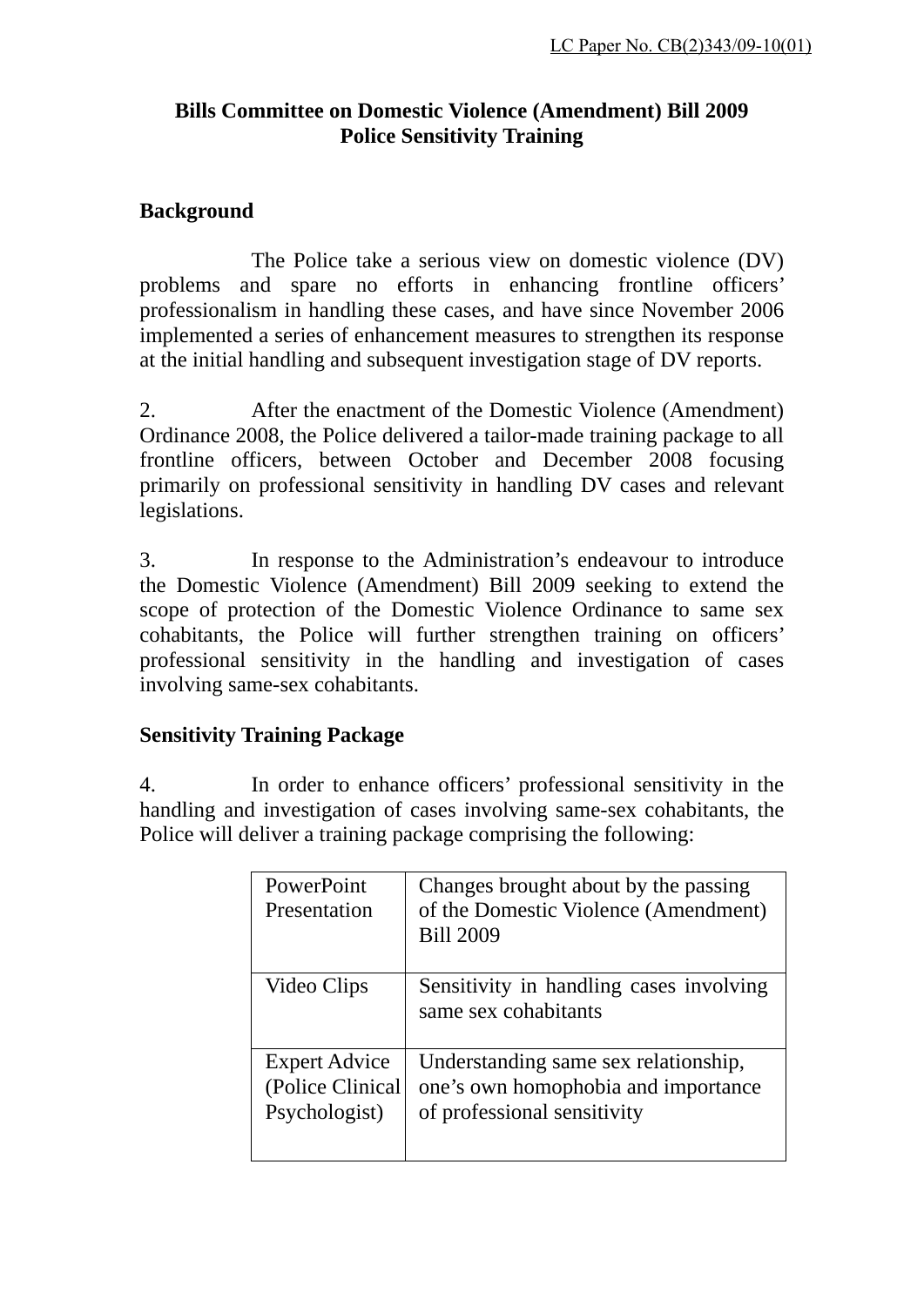LC Paper No. CB(2)343/09-10(01)

**Bills Committee on Domestic Violence (Amendment) Bill 2009**
**Police Sensitivity Training**

## Background

The Police take a serious view on domestic violence (DV) problems and spare no efforts in enhancing frontline officers' professionalism in handling these cases, and have since November 2006 implemented a series of enhancement measures to strengthen its response at the initial handling and subsequent investigation stage of DV reports.

2. After the enactment of the Domestic Violence (Amendment) Ordinance 2008, the Police delivered a tailor-made training package to all frontline officers, between October and December 2008 focusing primarily on professional sensitivity in handling DV cases and relevant legislations.

3. In response to the Administration's endeavour to introduce the Domestic Violence (Amendment) Bill 2009 seeking to extend the scope of protection of the Domestic Violence Ordinance to same sex cohabitants, the Police will further strengthen training on officers' professional sensitivity in the handling and investigation of cases involving same-sex cohabitants.

## Sensitivity Training Package

4. In order to enhance officers' professional sensitivity in the handling and investigation of cases involving same-sex cohabitants, the Police will deliver a training package comprising the following:

| | |
|---|---|
| PowerPoint Presentation | Changes brought about by the passing of the Domestic Violence (Amendment) Bill 2009 |
| Video Clips | Sensitivity in handling cases involving same sex cohabitants |
| Expert Advice (Police Clinical Psychologist) | Understanding same sex relationship, one's own homophobia and importance of professional sensitivity |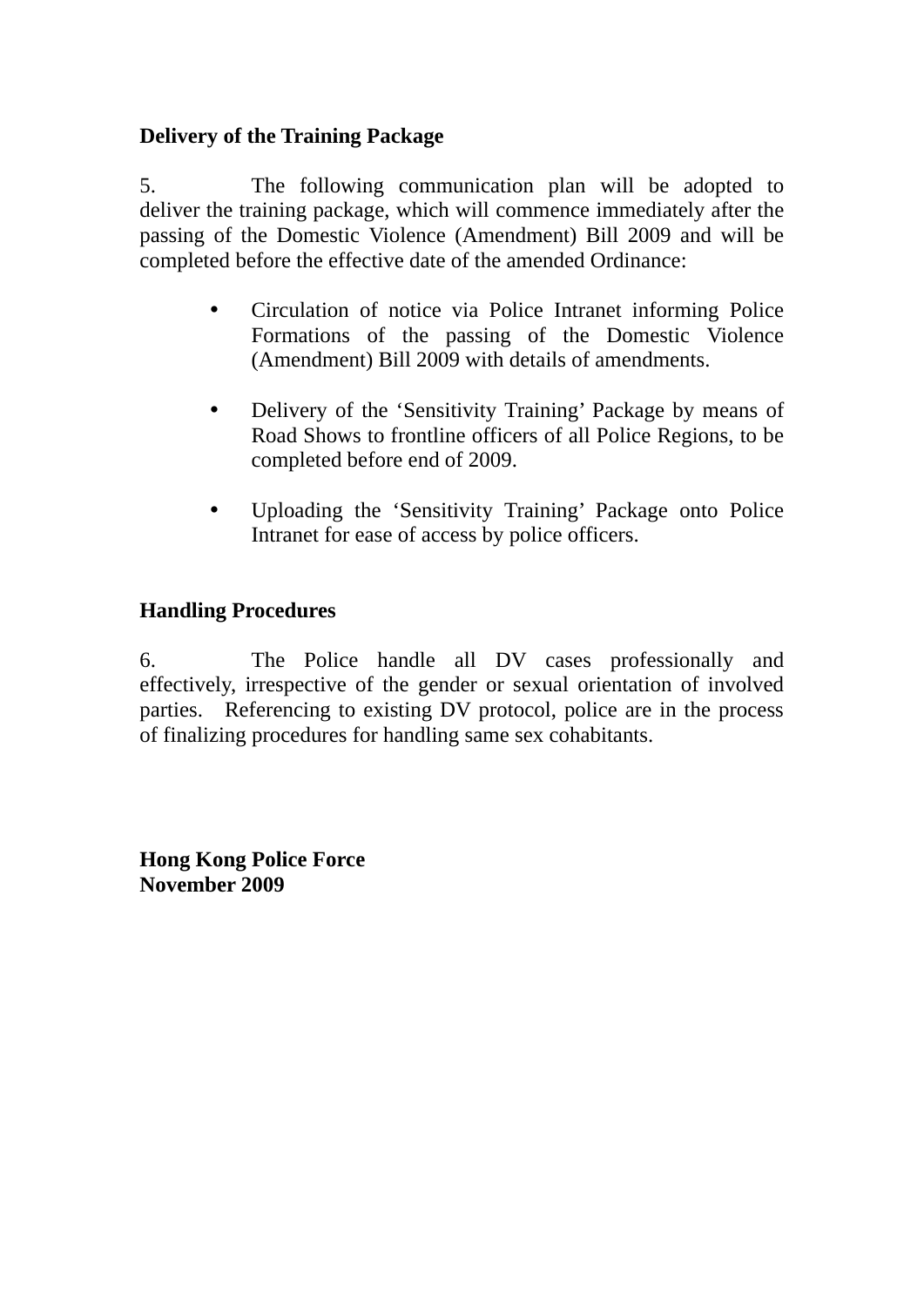**Delivery of the Training Package**

5. The following communication plan will be adopted to deliver the training package, which will commence immediately after the passing of the Domestic Violence (Amendment) Bill 2009 and will be completed before the effective date of the amended Ordinance:

- Circulation of notice via Police Intranet informing Police Formations of the passing of the Domestic Violence (Amendment) Bill 2009 with details of amendments.

- Delivery of the ‘Sensitivity Training’ Package by means of Road Shows to frontline officers of all Police Regions, to be completed before end of 2009.

- Uploading the ‘Sensitivity Training’ Package onto Police Intranet for ease of access by police officers.

**Handling Procedures**

6. The Police handle all DV cases professionally and effectively, irrespective of the gender or sexual orientation of involved parties. Referencing to existing DV protocol, police are in the process of finalizing procedures for handling same sex cohabitants.

**Hong Kong Police Force**
**November 2009**